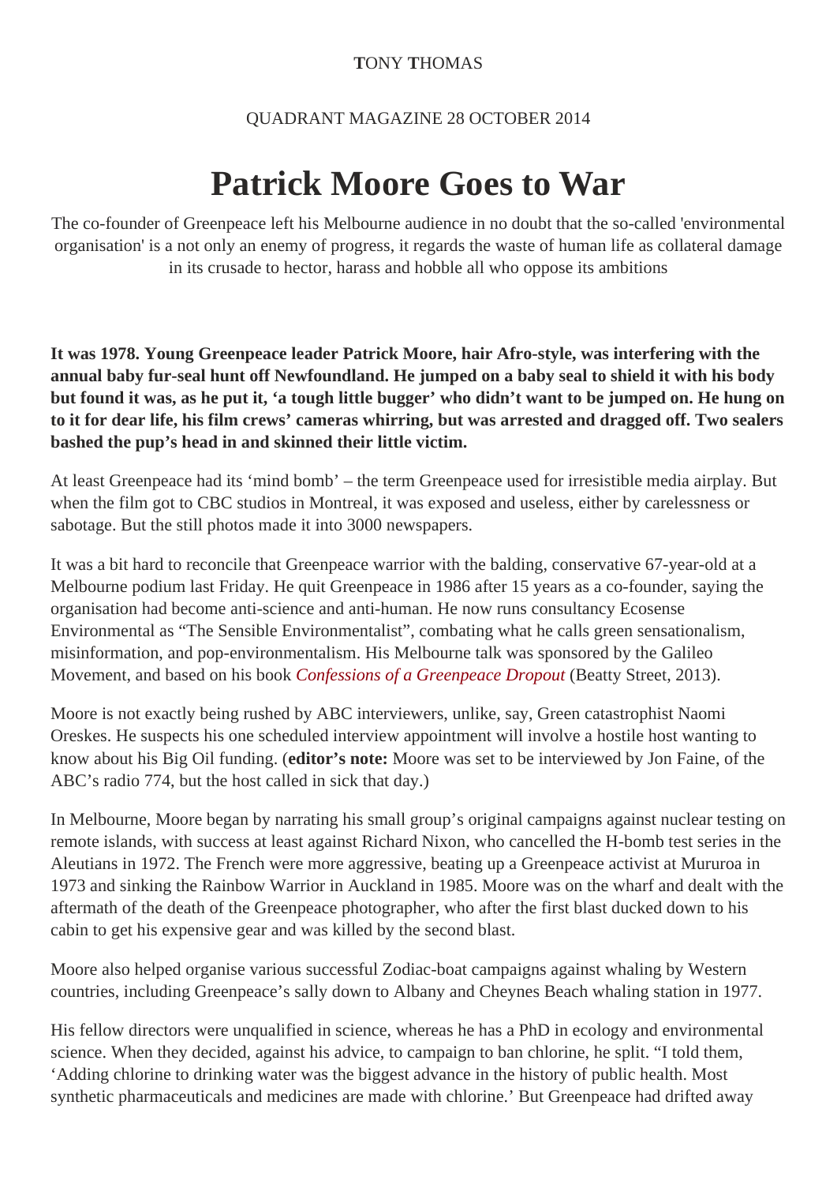TONY THOMAS

QUADRANT MAGAZINE 28 OCTOBER 2014

# Patrick Moore Goes to War

The co-founder of Greenpeace left his Melbourne audience in no doubt that the so-called 'environmental organisation' is a not only an enemy of progress, it regards the waste of human life as collateral damage in its crusade to hector, harass and hobble all who oppose its ambitions

**It was 1978. Young Greenpeace leader Patrick Moore, hair Afro-style, was interfering with the annual baby fur-seal hunt off Newfoundland. He jumped on a baby seal to shield it with his body but found it was, as he put it, 'a tough little bugger' who didn't want to be jumped on. He hung on to it for dear life, his film crews' cameras whirring, but was arrested and dragged off. Two sealers bashed the pup's head in and skinned their little victim.**

At least Greenpeace had its 'mind bomb' – the term Greenpeace used for irresistible media airplay. But when the film got to CBC studios in Montreal, it was exposed and useless, either by carelessness or sabotage. But the still photos made it into 3000 newspapers.

It was a bit hard to reconcile that Greenpeace warrior with the balding, conservative 67-year-old at a Melbourne podium last Friday. He quit Greenpeace in 1986 after 15 years as a co-founder, saying the organisation had become anti-science and anti-human. He now runs consultancy Ecosense Environmental as "The Sensible Environmentalist", combating what he calls green sensationalism, misinformation, and pop-environmentalism. His Melbourne talk was sponsored by the Galileo Movement, and based on his book *Confessions of a Greenpeace Dropout* (Beatty Street, 2013).

Moore is not exactly being rushed by ABC interviewers, unlike, say, Green catastrophist Naomi Oreskes. He suspects his one scheduled interview appointment will involve a hostile host wanting to know about his Big Oil funding. (**editor's note:** Moore was set to be interviewed by Jon Faine, of the ABC's radio 774, but the host called in sick that day.)

In Melbourne, Moore began by narrating his small group's original campaigns against nuclear testing on remote islands, with success at least against Richard Nixon, who cancelled the H-bomb test series in the Aleutians in 1972. The French were more aggressive, beating up a Greenpeace activist at Mururoa in 1973 and sinking the Rainbow Warrior in Auckland in 1985. Moore was on the wharf and dealt with the aftermath of the death of the Greenpeace photographer, who after the first blast ducked down to his cabin to get his expensive gear and was killed by the second blast.

Moore also helped organise various successful Zodiac-boat campaigns against whaling by Western countries, including Greenpeace's sally down to Albany and Cheynes Beach whaling station in 1977.

His fellow directors were unqualified in science, whereas he has a PhD in ecology and environmental science. When they decided, against his advice, to campaign to ban chlorine, he split. "I told them, 'Adding chlorine to drinking water was the biggest advance in the history of public health. Most synthetic pharmaceuticals and medicines are made with chlorine.' But Greenpeace had drifted away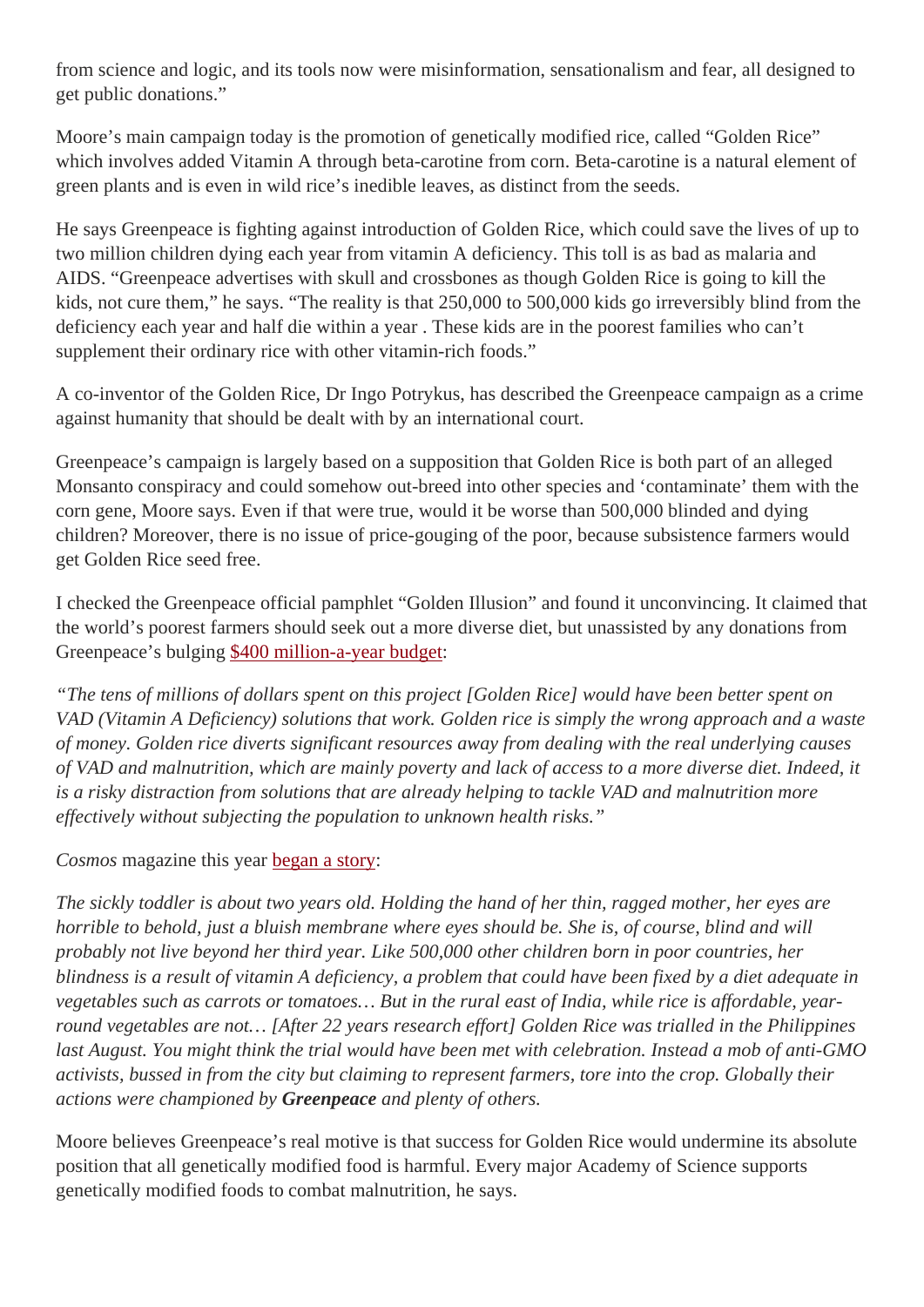from science and logic, and its tools now were misinformation, sensationalism and fear, all designed to get public donations."

Moore's main campaign today is the promotion of genetically modified rice, called "Golden Rice" which involves added Vitamin A through beta-carotine from corn. Beta-carotine is a natural element of green plants and is even in wild rice's inedible leaves, as distinct from the seeds.

He says Greenpeace is fighting against introduction of Golden Rice, which could save the lives of up to two million children dying each year from vitamin A deficiency. This toll is as bad as malaria and AIDS. "Greenpeace advertises with skull and crossbones as though Golden Rice is going to kill the kids, not cure them," he says. "The reality is that 250,000 to 500,000 kids go irreversibly blind from the deficiency each year and half die within a year . These kids are in the poorest families who can't supplement their ordinary rice with other vitamin-rich foods."

A co-inventor of the Golden Rice, Dr Ingo Potrykus, has described the Greenpeace campaign as a crime against humanity that should be dealt with by an international court.

Greenpeace's campaign is largely based on a supposition that Golden Rice is both part of an alleged Monsanto conspiracy and could somehow out-breed into other species and 'contaminate' them with the corn gene, Moore says. Even if that were true, would it be worse than 500,000 blinded and dying children? Moreover, there is no issue of price-gouging of the poor, because subsistence farmers would get Golden Rice seed free.

I checked the Greenpeace official pamphlet "Golden Illusion" and found it unconvincing. It claimed that the world's poorest farmers should seek out a more diverse diet, but unassisted by any donations from Greenpeace's bulging $400 million-a-year budget:

*"The tens of millions of dollars spent on this project [Golden Rice] would have been better spent on VAD (Vitamin A Deficiency) solutions that work. Golden rice is simply the wrong approach and a waste of money. Golden rice diverts significant resources away from dealing with the real underlying causes of VAD and malnutrition, which are mainly poverty and lack of access to a more diverse diet. Indeed, it is a risky distraction from solutions that are already helping to tackle VAD and malnutrition more effectively without subjecting the population to unknown health risks."*

*Cosmos* magazine this year began a story:

*The sickly toddler is about two years old. Holding the hand of her thin, ragged mother, her eyes are horrible to behold, just a bluish membrane where eyes should be. She is, of course, blind and will probably not live beyond her third year. Like 500,000 other children born in poor countries, her blindness is a result of vitamin A deficiency, a problem that could have been fixed by a diet adequate in vegetables such as carrots or tomatoes… But in the rural east of India, while rice is affordable, year-round vegetables are not… [After 22 years research effort] Golden Rice was trialled in the Philippines last August. You might think the trial would have been met with celebration. Instead a mob of anti-GMO activists, bussed in from the city but claiming to represent farmers, tore into the crop. Globally their actions were championed by* ***Greenpeace*** *and plenty of others.*

Moore believes Greenpeace's real motive is that success for Golden Rice would undermine its absolute position that all genetically modified food is harmful. Every major Academy of Science supports genetically modified foods to combat malnutrition, he says.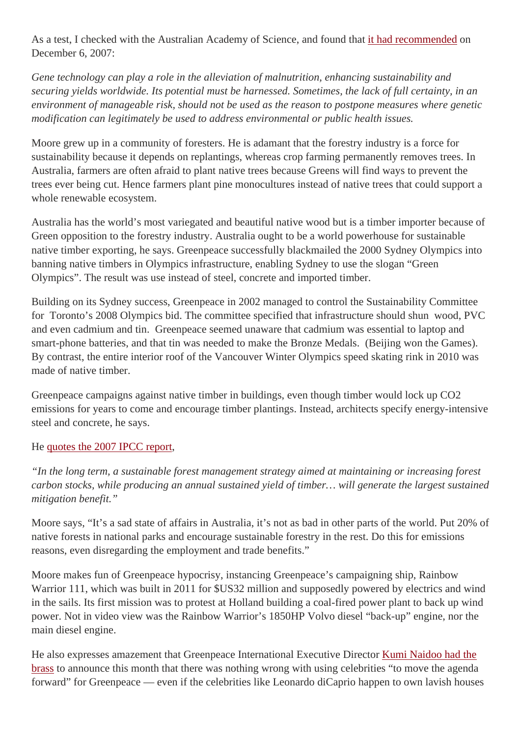As a test, I checked with the Australian Academy of Science, and found that it had recommended on December 6, 2007:

*Gene technology can play a role in the alleviation of malnutrition, enhancing sustainability and securing yields worldwide. Its potential must be harnessed. Sometimes, the lack of full certainty, in an environment of manageable risk, should not be used as the reason to postpone measures where genetic modification can legitimately be used to address environmental or public health issues.*

Moore grew up in a community of foresters. He is adamant that the forestry industry is a force for sustainability because it depends on replantings, whereas crop farming permanently removes trees. In Australia, farmers are often afraid to plant native trees because Greens will find ways to prevent the trees ever being cut. Hence farmers plant pine monocultures instead of native trees that could support a whole renewable ecosystem.

Australia has the world's most variegated and beautiful native wood but is a timber importer because of Green opposition to the forestry industry. Australia ought to be a world powerhouse for sustainable native timber exporting, he says. Greenpeace successfully blackmailed the 2000 Sydney Olympics into banning native timbers in Olympics infrastructure, enabling Sydney to use the slogan "Green Olympics". The result was use instead of steel, concrete and imported timber.

Building on its Sydney success, Greenpeace in 2002 managed to control the Sustainability Committee for Toronto's 2008 Olympics bid. The committee specified that infrastructure should shun wood, PVC and even cadmium and tin. Greenpeace seemed unaware that cadmium was essential to laptop and smart-phone batteries, and that tin was needed to make the Bronze Medals. (Beijing won the Games). By contrast, the entire interior roof of the Vancouver Winter Olympics speed skating rink in 2010 was made of native timber.

Greenpeace campaigns against native timber in buildings, even though timber would lock up CO2 emissions for years to come and encourage timber plantings. Instead, architects specify energy-intensive steel and concrete, he says.

He quotes the 2007 IPCC report,

*"In the long term, a sustainable forest management strategy aimed at maintaining or increasing forest carbon stocks, while producing an annual sustained yield of timber… will generate the largest sustained mitigation benefit."*

Moore says, "It's a sad state of affairs in Australia, it's not as bad in other parts of the world. Put 20% of native forests in national parks and encourage sustainable forestry in the rest. Do this for emissions reasons, even disregarding the employment and trade benefits."

Moore makes fun of Greenpeace hypocrisy, instancing Greenpeace's campaigning ship, Rainbow Warrior 111, which was built in 2011 for $US32 million and supposedly powered by electrics and wind in the sails. Its first mission was to protest at Holland building a coal-fired power plant to back up wind power. Not in video view was the Rainbow Warrior's 1850HP Volvo diesel "back-up" engine, nor the main diesel engine.

He also expresses amazement that Greenpeace International Executive Director Kumi Naidoo had the brass to announce this month that there was nothing wrong with using celebrities "to move the agenda forward" for Greenpeace — even if the celebrities like Leonardo diCaprio happen to own lavish houses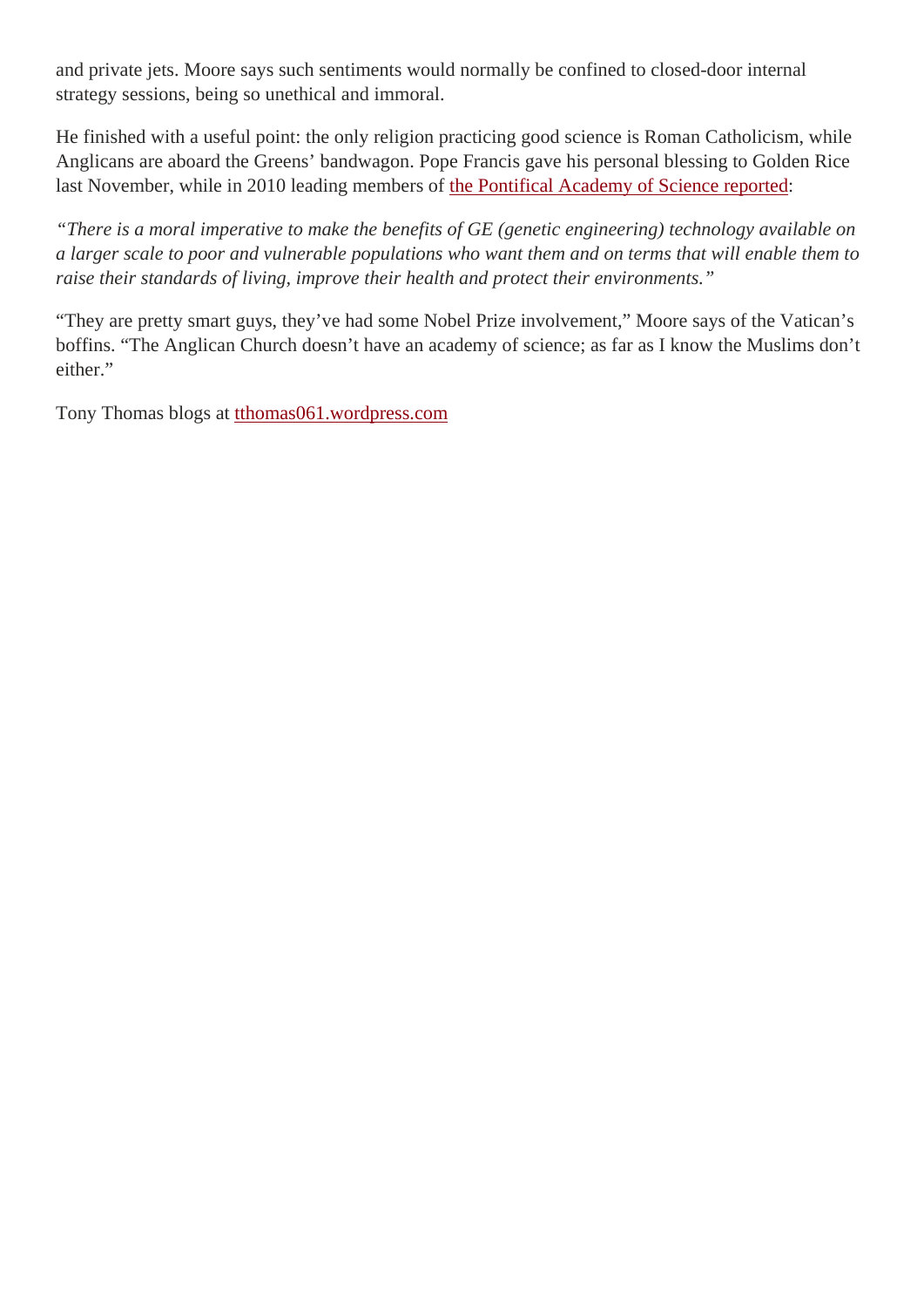and private jets. Moore says such sentiments would normally be confined to closed-door internal strategy sessions, being so unethical and immoral.

He finished with a useful point: the only religion practicing good science is Roman Catholicism, while Anglicans are aboard the Greens' bandwagon. Pope Francis gave his personal blessing to Golden Rice last November, while in 2010 leading members of the Pontifical Academy of Science reported:

*"There is a moral imperative to make the benefits of GE (genetic engineering) technology available on a larger scale to poor and vulnerable populations who want them and on terms that will enable them to raise their standards of living, improve their health and protect their environments."*

"They are pretty smart guys, they've had some Nobel Prize involvement," Moore says of the Vatican's boffins. "The Anglican Church doesn't have an academy of science; as far as I know the Muslims don't either."

Tony Thomas blogs at tthomas061.wordpress.com